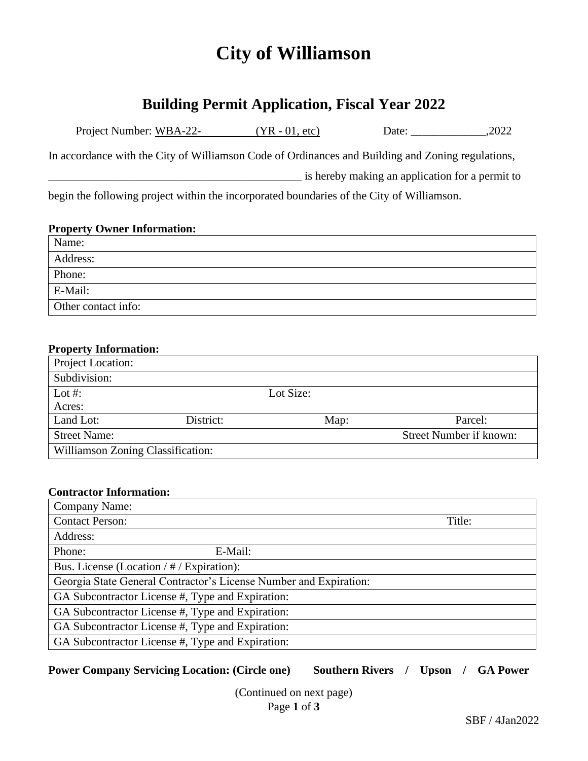# City of Williamson

## Building Permit Application, Fiscal Year 2022

Project Number: WBA-22-\_\_\_\_\_\_\_\_\_\_ (YR - 01, etc) Date: \_\_\_\_\_\_\_\_\_\_\_\_\_\_,2022

In accordance with the City of Williamson Code of Ordinances and Building and Zoning regulations, \_\_\_\_\_\_\_\_\_\_\_\_\_\_\_\_\_\_\_\_\_\_\_\_\_\_\_\_\_\_\_\_\_\_\_\_\_\_\_\_\_\_\_\_\_\_ is hereby making an application for a permit to begin the following project within the incorporated boundaries of the City of Williamson.

**Property Owner Information:**

| Name: |
|---|
| Address: |
| Phone: |
| E-Mail: |
| Other contact info: |

**Property Information:**

| Project Location: | | | |
|---|---|---|---|
| Subdivision: | | | |
| Lot #: Acres: | | Lot Size: | |
| Land Lot: | District: | Map: | Parcel: |
| Street Name: | | | Street Number if known: |
| Williamson Zoning Classification: | | | |

**Contractor Information:**

| Company Name: | |
|---|---|
| Contact Person: | Title: |
| Address: | |
| Phone: | E-Mail: |
| Bus. License (Location / # / Expiration): | |
| Georgia State General Contractor's License Number and Expiration: | |
| GA Subcontractor License #, Type and Expiration: | |
| GA Subcontractor License #, Type and Expiration: | |
| GA Subcontractor License #, Type and Expiration: | |
| GA Subcontractor License #, Type and Expiration: | |

**Power Company Servicing Location: (Circle one) Southern Rivers / Upson / GA Power**

(Continued on next page)

SBF / 4Jan2022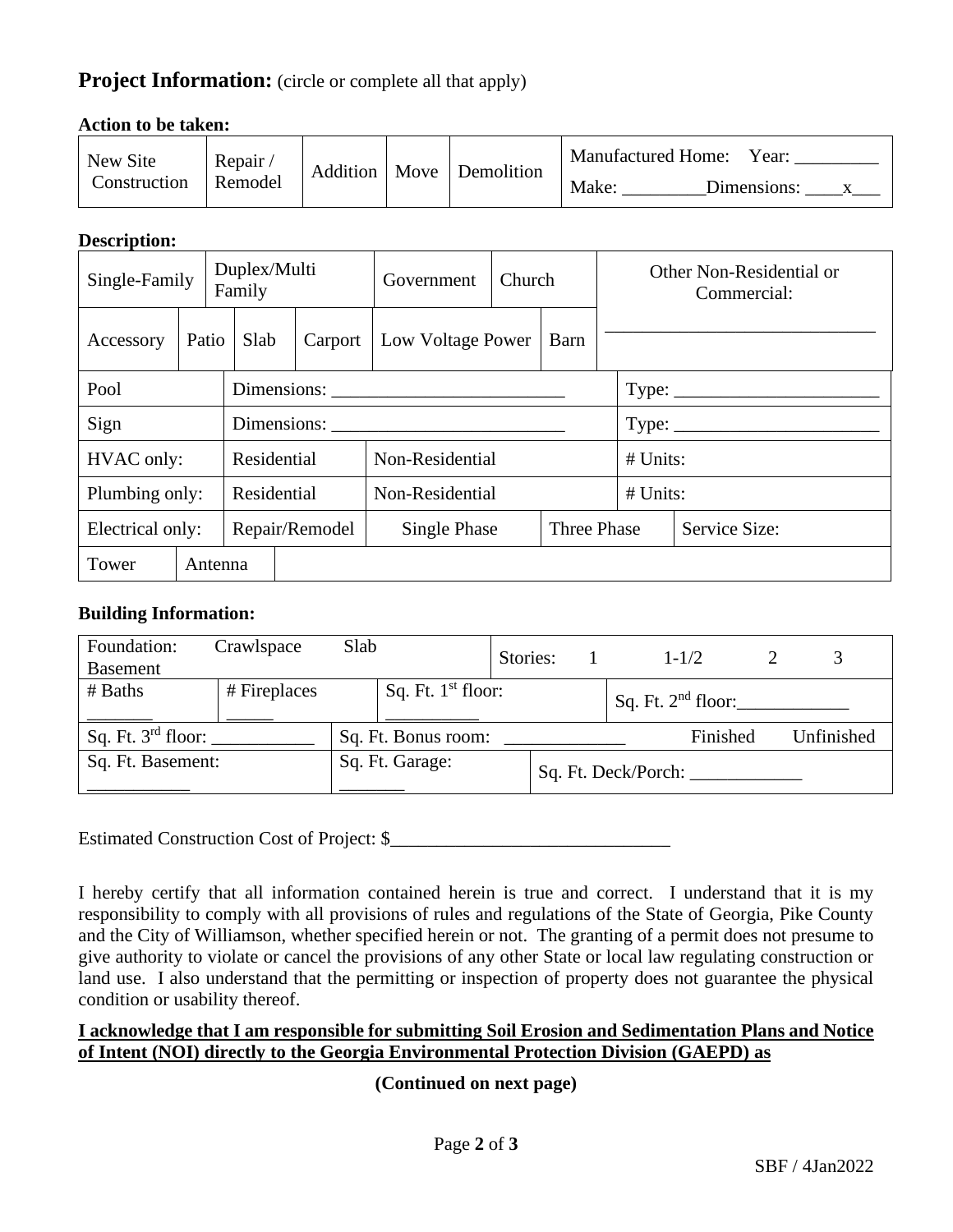## Project Information: (circle or complete all that apply)

**Action to be taken:**

| New Site Construction | Repair / Remodel | Addition | Move | Demolition | Manufactured Home: Year: _________ Make: _________Dimensions: ____x___ |
|---|---|---|---|---|---|

**Description:**

| Single-Family | | Duplex/Multi Family | | Government | Church | | Other Non-Residential or Commercial: |
|---|---|---|---|---|---|---|---|
| Accessory | Patio | Slab | Carport | Low Voltage Power | | Barn | ___________________________ |
| Pool | Dimensions: _________________________ | | | | | | Type: ______________________ |
| Sign | Dimensions: _________________________ | | | | | | Type: ______________________ |
| HVAC only: | Residential | | | Non-Residential | | | # Units: |
| Plumbing only: | Residential | | | Non-Residential | | | # Units: |
| Electrical only: | Repair/Remodel | | | Single Phase | Three Phase | | Service Size: |
| Tower | Antenna | | | | | | |

**Building Information:**

| Foundation: Crawlspace Slab Basement | | Stories: 1 1-1/2 2 3 | |
|---|---|---|---|
| # Baths _______ | # Fireplaces _____ | Sq. Ft. 1st floor: __________ | Sq. Ft. 2nd floor:____________ |
| Sq. Ft. 3rd floor: ___________ | Sq. Ft. Bonus room: _____________ | | Finished Unfinished |
| Sq. Ft. Basement: ___________ | Sq. Ft. Garage: _______ | | Sq. Ft. Deck/Porch: ____________ |

Estimated Construction Cost of Project: $______________________________

I hereby certify that all information contained herein is true and correct. I understand that it is my responsibility to comply with all provisions of rules and regulations of the State of Georgia, Pike County and the City of Williamson, whether specified herein or not. The granting of a permit does not presume to give authority to violate or cancel the provisions of any other State or local law regulating construction or land use. I also understand that the permitting or inspection of property does not guarantee the physical condition or usability thereof.

**I acknowledge that I am responsible for submitting Soil Erosion and Sedimentation Plans and Notice of Intent (NOI) directly to the Georgia Environmental Protection Division (GAEPD) as**

**(Continued on next page)**

SBF / 4Jan2022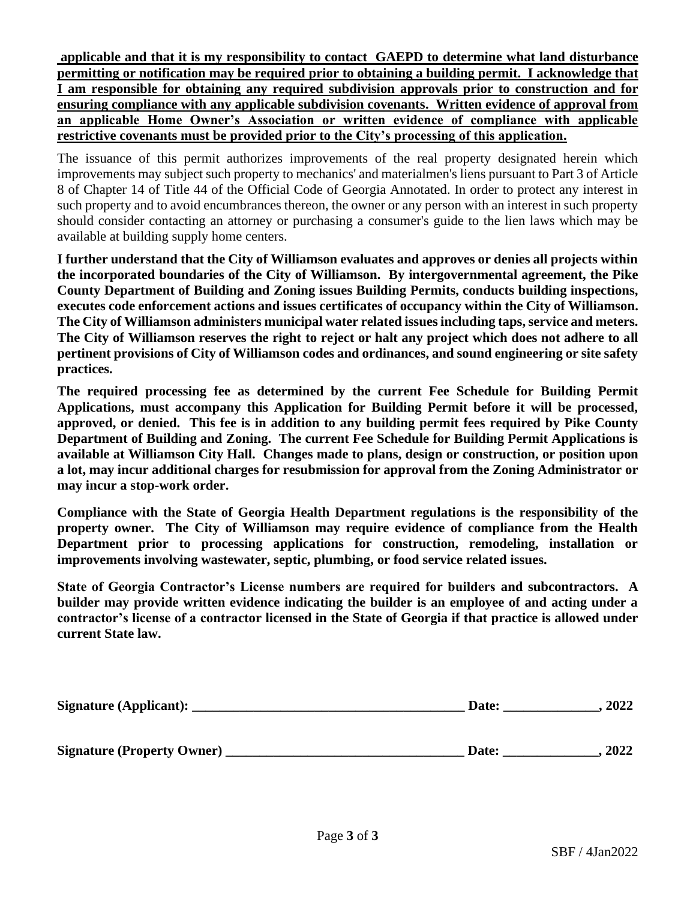**applicable and that it is my responsibility to contact GAEPD to determine what land disturbance permitting or notification may be required prior to obtaining a building permit. I acknowledge that I am responsible for obtaining any required subdivision approvals prior to construction and for ensuring compliance with any applicable subdivision covenants. Written evidence of approval from an applicable Home Owner's Association or written evidence of compliance with applicable restrictive covenants must be provided prior to the City's processing of this application.**

The issuance of this permit authorizes improvements of the real property designated herein which improvements may subject such property to mechanics' and materialmen's liens pursuant to Part 3 of Article 8 of Chapter 14 of Title 44 of the Official Code of Georgia Annotated. In order to protect any interest in such property and to avoid encumbrances thereon, the owner or any person with an interest in such property should consider contacting an attorney or purchasing a consumer's guide to the lien laws which may be available at building supply home centers.

**I further understand that the City of Williamson evaluates and approves or denies all projects within the incorporated boundaries of the City of Williamson. By intergovernmental agreement, the Pike County Department of Building and Zoning issues Building Permits, conducts building inspections, executes code enforcement actions and issues certificates of occupancy within the City of Williamson. The City of Williamson administers municipal water related issues including taps, service and meters. The City of Williamson reserves the right to reject or halt any project which does not adhere to all pertinent provisions of City of Williamson codes and ordinances, and sound engineering or site safety practices.**

**The required processing fee as determined by the current Fee Schedule for Building Permit Applications, must accompany this Application for Building Permit before it will be processed, approved, or denied. This fee is in addition to any building permit fees required by Pike County Department of Building and Zoning. The current Fee Schedule for Building Permit Applications is available at Williamson City Hall. Changes made to plans, design or construction, or position upon a lot, may incur additional charges for resubmission for approval from the Zoning Administrator or may incur a stop-work order.**

**Compliance with the State of Georgia Health Department regulations is the responsibility of the property owner. The City of Williamson may require evidence of compliance from the Health Department prior to processing applications for construction, remodeling, installation or improvements involving wastewater, septic, plumbing, or food service related issues.**

**State of Georgia Contractor's License numbers are required for builders and subcontractors. A builder may provide written evidence indicating the builder is an employee of and acting under a contractor's license of a contractor licensed in the State of Georgia if that practice is allowed under current State law.**

**Signature (Applicant): ________________________________________ Date: ______________, 2022**

**Signature (Property Owner) ___________________________________ Date: ______________, 2022**

SBF / 4Jan2022